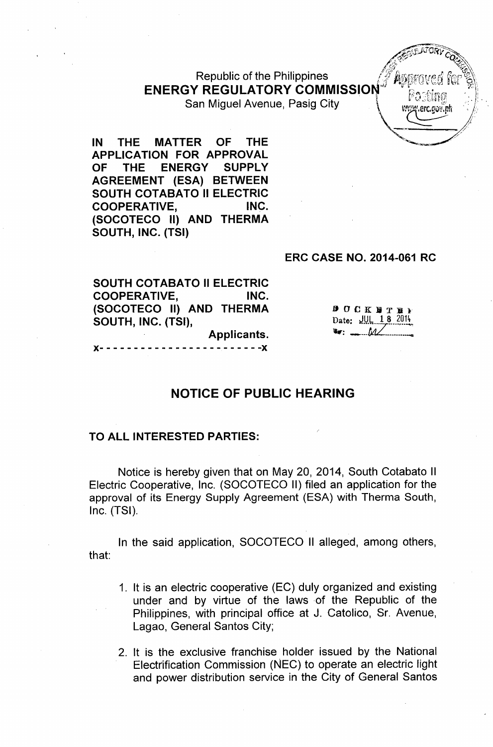Republic of the Philippines
**ENERGY REGULATORY COMMISSION**
San Miguel Avenue, Pasig City

**IN THE MATTER OF THE APPLICATION FOR APPROVAL OF THE ENERGY SUPPLY AGREEMENT (ESA) BETWEEN SOUTH COTABATO II ELECTRIC COOPERATIVE, INC. (SOCOTECO II) AND THERMA SOUTH, INC. (TSI)**

**ERC CASE NO. 2014-061 RC**

**SOUTH COTABATO II ELECTRIC COOPERATIVE, INC. (SOCOTECO II) AND THERMA SOUTH, INC. (TSI),**
**Applicants.**

x- - - - - - - - - - - - - - - - - - - - - - - -x

DOCKETED
Date: JUL 18 2014

## NOTICE OF PUBLIC HEARING

**TO ALL INTERESTED PARTIES:**

Notice is hereby given that on May 20, 2014, South Cotabato II Electric Cooperative, Inc. (SOCOTECO II) filed an application for the approval of its Energy Supply Agreement (ESA) with Therma South, Inc. (TSI).

In the said application, SOCOTECO II alleged, among others, that:

1. It is an electric cooperative (EC) duly organized and existing under and by virtue of the laws of the Republic of the Philippines, with principal office at J. Catolico, Sr. Avenue, Lagao, General Santos City;

2. It is the exclusive franchise holder issued by the National Electrification Commission (NEC) to operate an electric light and power distribution service in the City of General Santos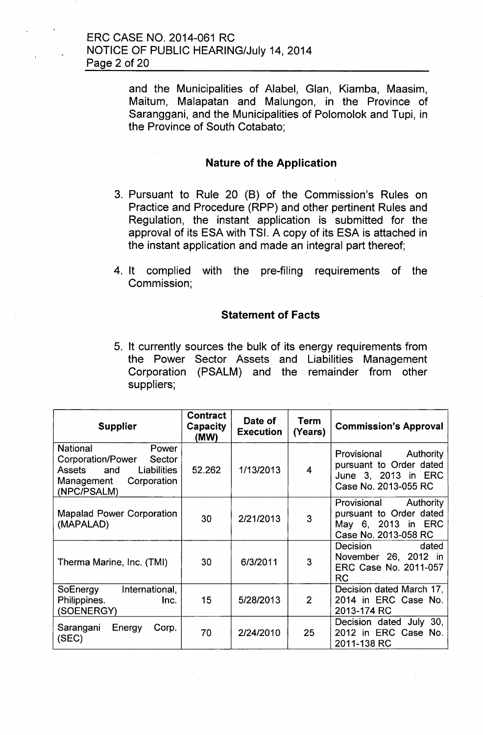and the Municipalities of Alabel, Glan, Kiamba, Maasim, Maitum, Malapatan and Malungon, in the Province of Saranggani, and the Municipalities of Polomolok and Tupi, in the Province of South Cotabato;

## Nature of the Application

3. Pursuant to Rule 20 (B) of the Commission's Rules on Practice and Procedure (RPP) and other pertinent Rules and Regulation, the instant application is submitted for the approval of its ESA with TSI. A copy of its ESA is attached in the instant application and made an integral part thereof;

4. It complied with the pre-filing requirements of the Commission;

## Statement of Facts

5. It currently sources the bulk of its energy requirements from the Power Sector Assets and Liabilities Management Corporation (PSALM) and the remainder from other suppliers;

| Supplier | Contract Capacity (MW) | Date of Execution | Term (Years) | Commission's Approval |
|---|---|---|---|---|
| National Power Corporation/Power Sector Assets and Liabilities Management Corporation (NPC/PSALM) | 52.262 | 1/13/2013 | 4 | Provisional Authority pursuant to Order dated June 3, 2013 in ERC Case No. 2013-055 RC |
| Mapalad Power Corporation (MAPALAD) | 30 | 2/21/2013 | 3 | Provisional Authority pursuant to Order dated May 6, 2013 in ERC Case No. 2013-058 RC |
| Therma Marine, Inc. (TMI) | 30 | 6/3/2011 | 3 | Decision dated November 26, 2012 in ERC Case No. 2011-057 RC |
| SoEnergy International, Philippines. Inc. (SOENERGY) | 15 | 5/28/2013 | 2 | Decision dated March 17, 2014 in ERC Case No. 2013-174 RC |
| Sarangani Energy Corp. (SEC) | 70 | 2/24/2010 | 25 | Decision dated July 30, 2012 in ERC Case No. 2011-138 RC |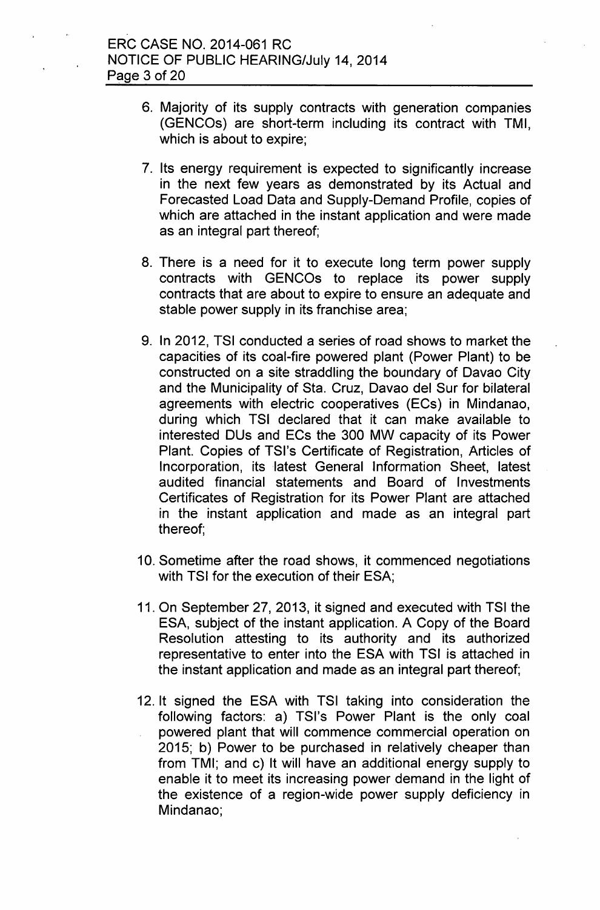6. Majority of its supply contracts with generation companies (GENCOs) are short-term including its contract with TMI, which is about to expire;

7. Its energy requirement is expected to significantly increase in the next few years as demonstrated by its Actual and Forecasted Load Data and Supply-Demand Profile, copies of which are attached in the instant application and were made as an integral part thereof;

8. There is a need for it to execute long term power supply contracts with GENCOs to replace its power supply contracts that are about to expire to ensure an adequate and stable power supply in its franchise area;

9. In 2012, TSI conducted a series of road shows to market the capacities of its coal-fire powered plant (Power Plant) to be constructed on a site straddling the boundary of Davao City and the Municipality of Sta. Cruz, Davao del Sur for bilateral agreements with electric cooperatives (ECs) in Mindanao, during which TSI declared that it can make available to interested DUs and ECs the 300 MW capacity of its Power Plant. Copies of TSI's Certificate of Registration, Articles of Incorporation, its latest General Information Sheet, latest audited financial statements and Board of Investments Certificates of Registration for its Power Plant are attached in the instant application and made as an integral part thereof;

10. Sometime after the road shows, it commenced negotiations with TSI for the execution of their ESA;

11. On September 27, 2013, it signed and executed with TSI the ESA, subject of the instant application. A Copy of the Board Resolution attesting to its authority and its authorized representative to enter into the ESA with TSI is attached in the instant application and made as an integral part thereof;

12. It signed the ESA with TSI taking into consideration the following factors: a) TSI's Power Plant is the only coal powered plant that will commence commercial operation on 2015; b) Power to be purchased in relatively cheaper than from TMI; and c) It will have an additional energy supply to enable it to meet its increasing power demand in the light of the existence of a region-wide power supply deficiency in Mindanao;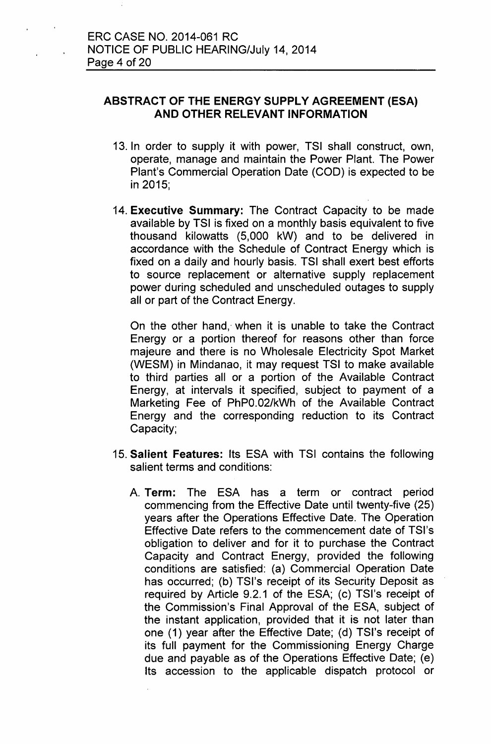## ABSTRACT OF THE ENERGY SUPPLY AGREEMENT (ESA) AND OTHER RELEVANT INFORMATION

13. In order to supply it with power, TSI shall construct, own, operate, manage and maintain the Power Plant. The Power Plant's Commercial Operation Date (COD) is expected to be in 2015;

14. **Executive Summary:** The Contract Capacity to be made available by TSI is fixed on a monthly basis equivalent to five thousand kilowatts (5,000 kW) and to be delivered in accordance with the Schedule of Contract Energy which is fixed on a daily and hourly basis. TSI shall exert best efforts to source replacement or alternative supply replacement power during scheduled and unscheduled outages to supply all or part of the Contract Energy.

    On the other hand, when it is unable to take the Contract Energy or a portion thereof for reasons other than force majeure and there is no Wholesale Electricity Spot Market (WESM) in Mindanao, it may request TSI to make available to third parties all or a portion of the Available Contract Energy, at intervals it specified, subject to payment of a Marketing Fee of PhP0.02/kWh of the Available Contract Energy and the corresponding reduction to its Contract Capacity;

15. **Salient Features:** Its ESA with TSI contains the following salient terms and conditions:

    A. **Term:** The ESA has a term or contract period commencing from the Effective Date until twenty-five (25) years after the Operations Effective Date. The Operation Effective Date refers to the commencement date of TSI's obligation to deliver and for it to purchase the Contract Capacity and Contract Energy, provided the following conditions are satisfied: (a) Commercial Operation Date has occurred; (b) TSI's receipt of its Security Deposit as required by Article 9.2.1 of the ESA; (c) TSI's receipt of the Commission's Final Approval of the ESA, subject of the instant application, provided that it is not later than one (1) year after the Effective Date; (d) TSI's receipt of its full payment for the Commissioning Energy Charge due and payable as of the Operations Effective Date; (e) Its accession to the applicable dispatch protocol or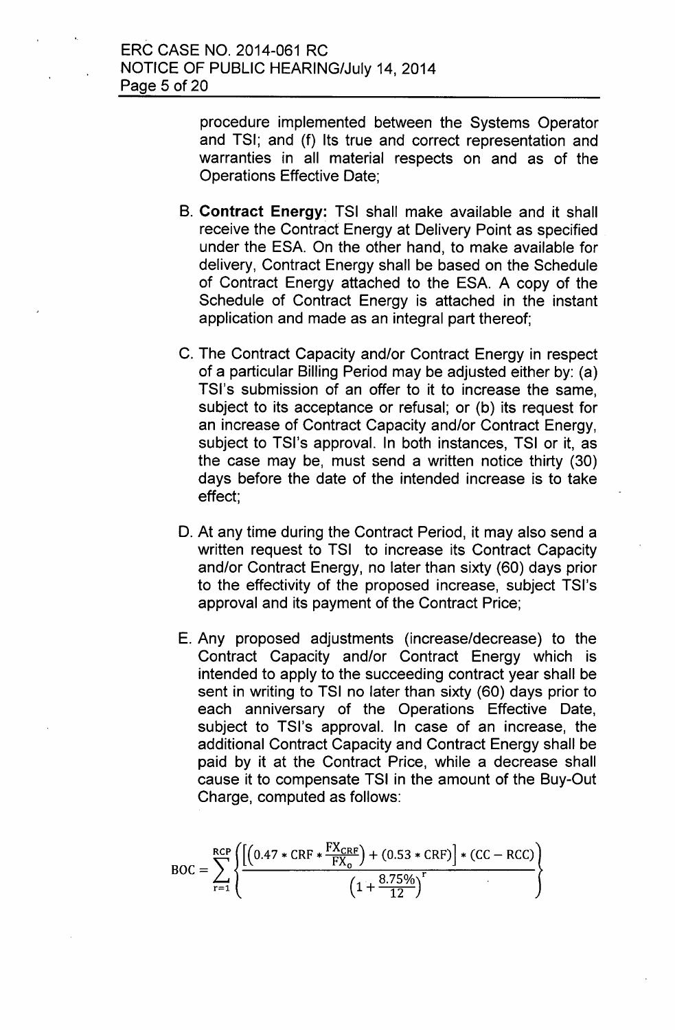procedure implemented between the Systems Operator and TSI; and (f) Its true and correct representation and warranties in all material respects on and as of the Operations Effective Date;

B. **Contract Energy:** TSI shall make available and it shall receive the Contract Energy at Delivery Point as specified under the ESA. On the other hand, to make available for delivery, Contract Energy shall be based on the Schedule of Contract Energy attached to the ESA. A copy of the Schedule of Contract Energy is attached in the instant application and made as an integral part thereof;

C. The Contract Capacity and/or Contract Energy in respect of a particular Billing Period may be adjusted either by: (a) TSI's submission of an offer to it to increase the same, subject to its acceptance or refusal; or (b) its request for an increase of Contract Capacity and/or Contract Energy, subject to TSI's approval. In both instances, TSI or it, as the case may be, must send a written notice thirty (30) days before the date of the intended increase is to take effect;

D. At any time during the Contract Period, it may also send a written request to TSI to increase its Contract Capacity and/or Contract Energy, no later than sixty (60) days prior to the effectivity of the proposed increase, subject TSI's approval and its payment of the Contract Price;

E. Any proposed adjustments (increase/decrease) to the Contract Capacity and/or Contract Energy which is intended to apply to the succeeding contract year shall be sent in writing to TSI no later than sixty (60) days prior to each anniversary of the Operations Effective Date, subject to TSI's approval. In case of an increase, the additional Contract Capacity and Contract Energy shall be paid by it at the Contract Price, while a decrease shall cause it to compensate TSI in the amount of the Buy-Out Charge, computed as follows:

$$\mathrm{BOC} = \sum_{r=1}^{\mathrm{RCP}} \left\{ \frac{\left[\left(0.47 * \mathrm{CRF} * \frac{\mathrm{FX}_{\mathrm{CRF}}}{\mathrm{FX}_0}\right) + (0.53 * \mathrm{CRF})\right] * (\mathrm{CC} - \mathrm{RCC})}{\left(1 + \frac{8.75\%}{12}\right)^r} \right\}$$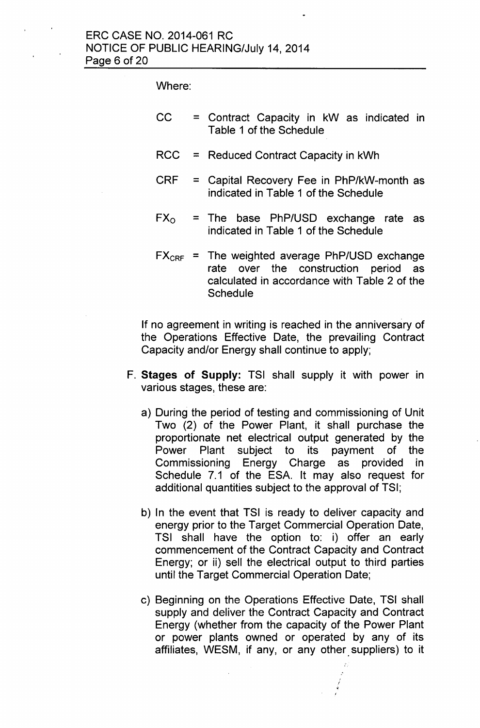Where:

- CC = Contract Capacity in kW as indicated in Table 1 of the Schedule
- RCC = Reduced Contract Capacity in kWh
- CRF = Capital Recovery Fee in PhP/kW-month as indicated in Table 1 of the Schedule
- $FX_O$ = The base PhP/USD exchange rate as indicated in Table 1 of the Schedule
- $FX_{CRF}$ = The weighted average PhP/USD exchange rate over the construction period as calculated in accordance with Table 2 of the Schedule

If no agreement in writing is reached in the anniversary of the Operations Effective Date, the prevailing Contract Capacity and/or Energy shall continue to apply;

F. **Stages of Supply:** TSI shall supply it with power in various stages, these are:

   a) During the period of testing and commissioning of Unit Two (2) of the Power Plant, it shall purchase the proportionate net electrical output generated by the Power Plant subject to its payment of the Commissioning Energy Charge as provided in Schedule 7.1 of the ESA. It may also request for additional quantities subject to the approval of TSI;

   b) In the event that TSI is ready to deliver capacity and energy prior to the Target Commercial Operation Date, TSI shall have the option to: i) offer an early commencement of the Contract Capacity and Contract Energy; or ii) sell the electrical output to third parties until the Target Commercial Operation Date;

   c) Beginning on the Operations Effective Date, TSI shall supply and deliver the Contract Capacity and Contract Energy (whether from the capacity of the Power Plant or power plants owned or operated by any of its affiliates, WESM, if any, or any other suppliers) to it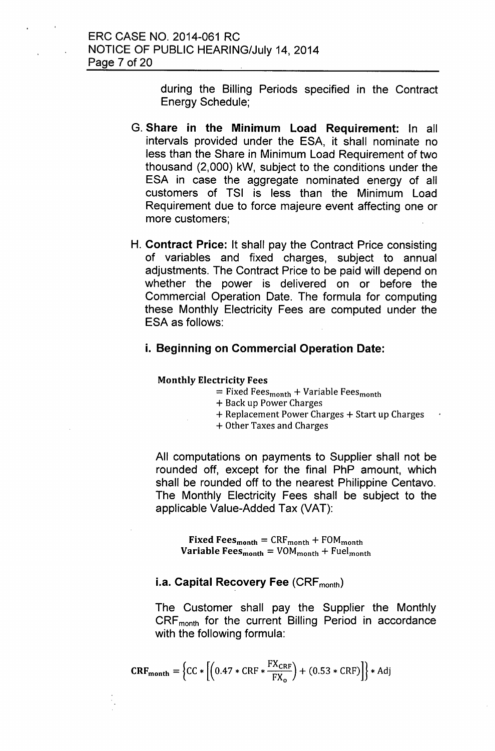during the Billing Periods specified in the Contract Energy Schedule;

G. **Share in the Minimum Load Requirement:** In all intervals provided under the ESA, it shall nominate no less than the Share in Minimum Load Requirement of two thousand (2,000) kW, subject to the conditions under the ESA in case the aggregate nominated energy of all customers of TSI is less than the Minimum Load Requirement due to force majeure event affecting one or more customers;

H. **Contract Price:** It shall pay the Contract Price consisting of variables and fixed charges, subject to annual adjustments. The Contract Price to be paid will depend on whether the power is delivered on or before the Commercial Operation Date. The formula for computing these Monthly Electricity Fees are computed under the ESA as follows:

### i. Beginning on Commercial Operation Date:

$$\textbf{Monthly Electricity Fees} = \text{Fixed Fees}_{\text{month}} + \text{Variable Fees}_{\text{month}} + \text{Back up Power Charges} + \text{Replacement Power Charges} + \text{Start up Charges} + \text{Other Taxes and Charges}$$

All computations on payments to Supplier shall not be rounded off, except for the final PhP amount, which shall be rounded off to the nearest Philippine Centavo. The Monthly Electricity Fees shall be subject to the applicable Value-Added Tax (VAT):

$$\textbf{Fixed Fees}_{\textbf{month}} = \text{CRF}_{\text{month}} + \text{FOM}_{\text{month}}$$

$$\textbf{Variable Fees}_{\textbf{month}} = \text{VOM}_{\text{month}} + \text{Fuel}_{\text{month}}$$

### i.a. Capital Recovery Fee ($\text{CRF}_{\text{month}}$)

The Customer shall pay the Supplier the Monthly $\text{CRF}_{\text{month}}$ for the current Billing Period in accordance with the following formula:

$$\textbf{CRF}_{\textbf{month}} = \left\{ \text{CC} * \left[ \left( 0.47 * \text{CRF} * \frac{\text{FX}_{\text{CRF}}}{\text{FX}_{\text{o}}} \right) + (0.53 * \text{CRF}) \right] \right\} * \text{Adj}$$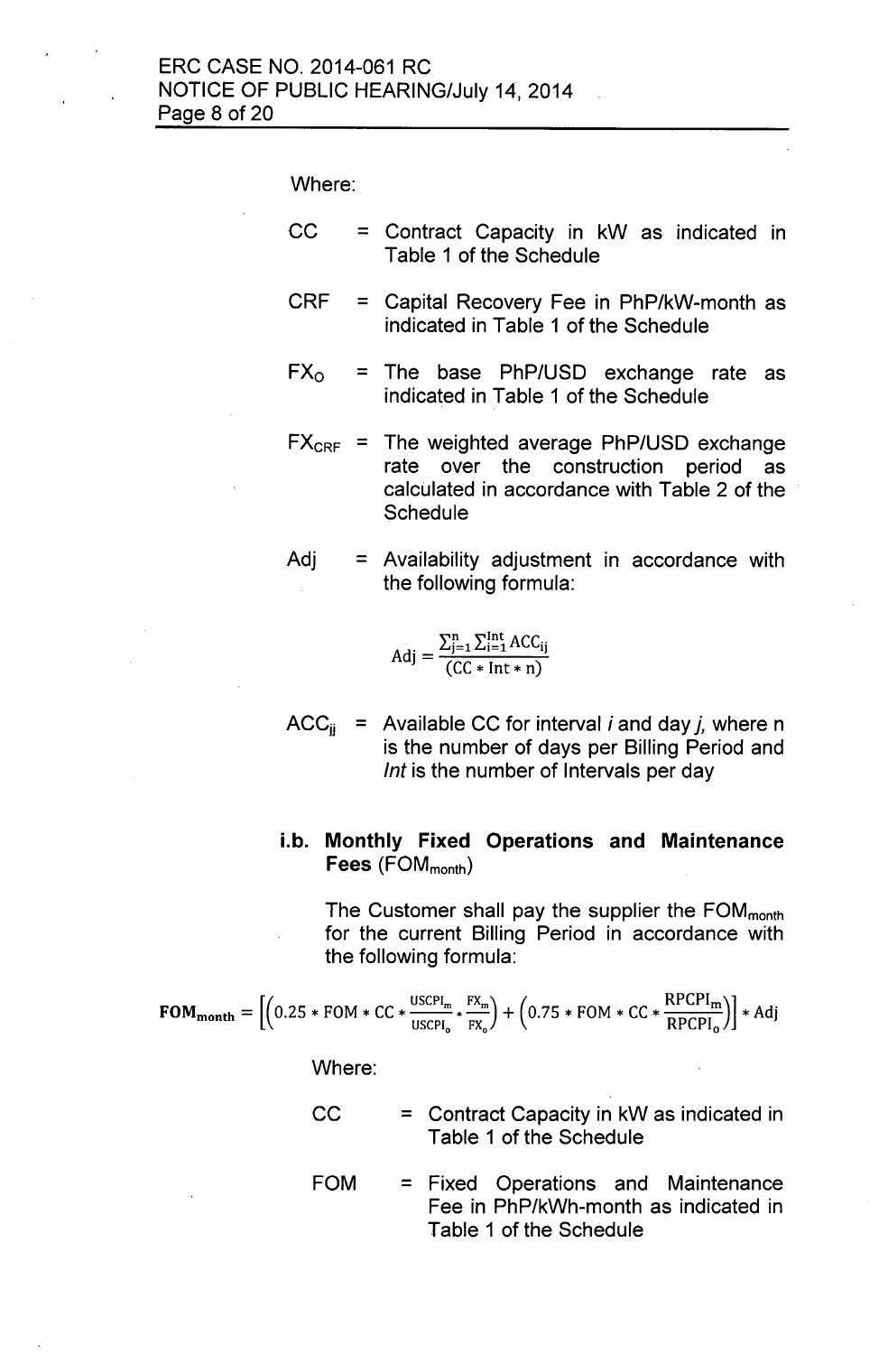Where:

CC = Contract Capacity in kW as indicated in Table 1 of the Schedule

CRF = Capital Recovery Fee in PhP/kW-month as indicated in Table 1 of the Schedule

$FX_O$ = The base PhP/USD exchange rate as indicated in Table 1 of the Schedule

$FX_{CRF}$ = The weighted average PhP/USD exchange rate over the construction period as calculated in accordance with Table 2 of the Schedule

Adj = Availability adjustment in accordance with the following formula:

$$\text{Adj} = \frac{\sum_{j=1}^{n} \sum_{i=1}^{\text{Int}} \text{ACC}_{ij}}{(\text{CC} * \text{Int} * \text{n})}$$

$ACC_{ij}$ = Available CC for interval *i* and day *j*, where n is the number of days per Billing Period and *Int* is the number of Intervals per day

### i.b. Monthly Fixed Operations and Maintenance Fees ($FOM_{month}$)

The Customer shall pay the supplier the $FOM_{month}$ for the current Billing Period in accordance with the following formula:

$$\textbf{FOM}_{\textbf{month}} = \left[\left(0.25 * \text{FOM} * \text{CC} * \frac{\text{USCPI}_m}{\text{USCPI}_o} * \frac{\text{FX}_m}{\text{FX}_o}\right) + \left(0.75 * \text{FOM} * \text{CC} * \frac{\text{RPCPI}_m}{\text{RPCPI}_o}\right)\right] * \text{Adj}$$

Where:

CC = Contract Capacity in kW as indicated in Table 1 of the Schedule

FOM = Fixed Operations and Maintenance Fee in PhP/kWh-month as indicated in Table 1 of the Schedule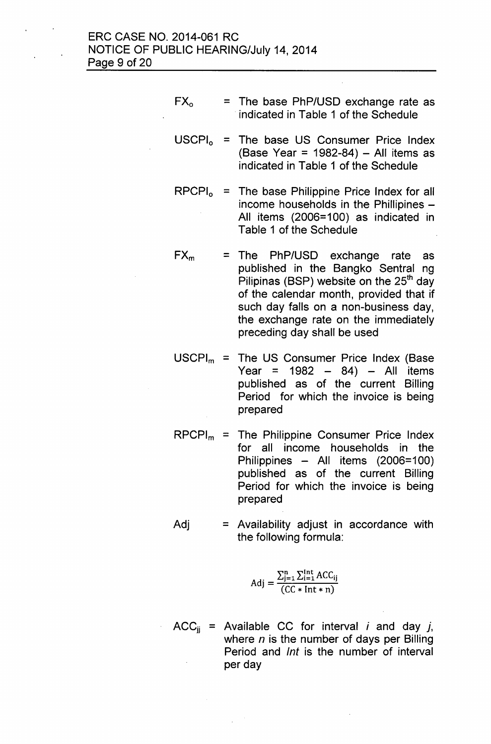$FX_o$ = The base PhP/USD exchange rate as indicated in Table 1 of the Schedule

$USCPI_o$ = The base US Consumer Price Index (Base Year = 1982-84) – All items as indicated in Table 1 of the Schedule

$RPCPI_o$ = The base Philippine Price Index for all income households in the Phillipines – All items (2006=100) as indicated in Table 1 of the Schedule

$FX_m$ = The PhP/USD exchange rate as published in the Bangko Sentral ng Pilipinas (BSP) website on the 25th day of the calendar month, provided that if such day falls on a non-business day, the exchange rate on the immediately preceding day shall be used

$USCPI_m$ = The US Consumer Price Index (Base Year = 1982 – 84) – All items published as of the current Billing Period for which the invoice is being prepared

$RPCPI_m$ = The Philippine Consumer Price Index for all income households in the Philippines – All items (2006=100) published as of the current Billing Period for which the invoice is being prepared

Adj = Availability adjust in accordance with the following formula:

$$\text{Adj} = \frac{\sum_{j=1}^{n} \sum_{i=1}^{\text{Int}} \text{ACC}_{ij}}{(\text{CC} * \text{Int} * \text{n})}$$

$ACC_{ij}$ = Available CC for interval *i* and day *j*, where *n* is the number of days per Billing Period and *Int* is the number of interval per day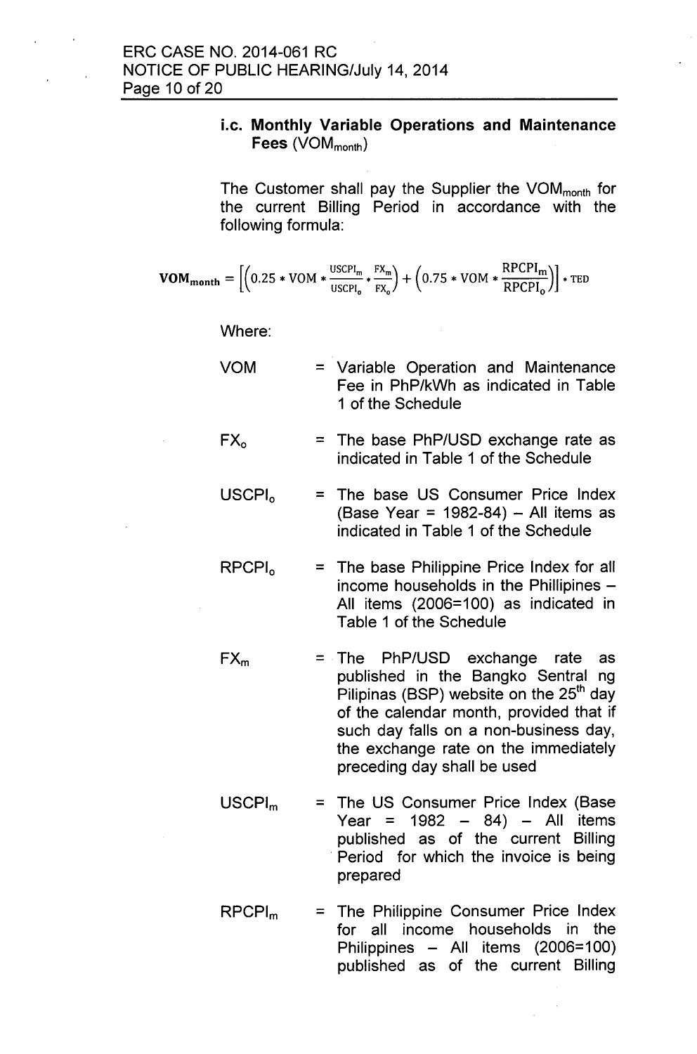**i.c. Monthly Variable Operations and Maintenance Fees ($VOM_{month}$)**

The Customer shall pay the Supplier the $VOM_{month}$ for the current Billing Period in accordance with the following formula:

$$\mathbf{VOM_{month}} = \left[\left(0.25 * \text{VOM} * \frac{\text{USCPI}_m}{\text{USCPI}_o} * \frac{\text{FX}_m}{\text{FX}_o}\right) + \left(0.75 * \text{VOM} * \frac{\text{RPCPI}_m}{\text{RPCPI}_o}\right)\right] * \text{TED}$$

Where:

- VOM = Variable Operation and Maintenance Fee in PhP/kWh as indicated in Table 1 of the Schedule
- $FX_o$ = The base PhP/USD exchange rate as indicated in Table 1 of the Schedule
- $USCPI_o$ = The base US Consumer Price Index (Base Year = 1982-84) – All items as indicated in Table 1 of the Schedule
- $RPCPI_o$ = The base Philippine Price Index for all income households in the Phillipines – All items (2006=100) as indicated in Table 1 of the Schedule
- $FX_m$ = The PhP/USD exchange rate as published in the Bangko Sentral ng Pilipinas (BSP) website on the 25th day of the calendar month, provided that if such day falls on a non-business day, the exchange rate on the immediately preceding day shall be used
- $USCPI_m$ = The US Consumer Price Index (Base Year = 1982 – 84) – All items published as of the current Billing Period for which the invoice is being prepared
- $RPCPI_m$ = The Philippine Consumer Price Index for all income households in the Philippines – All items (2006=100) published as of the current Billing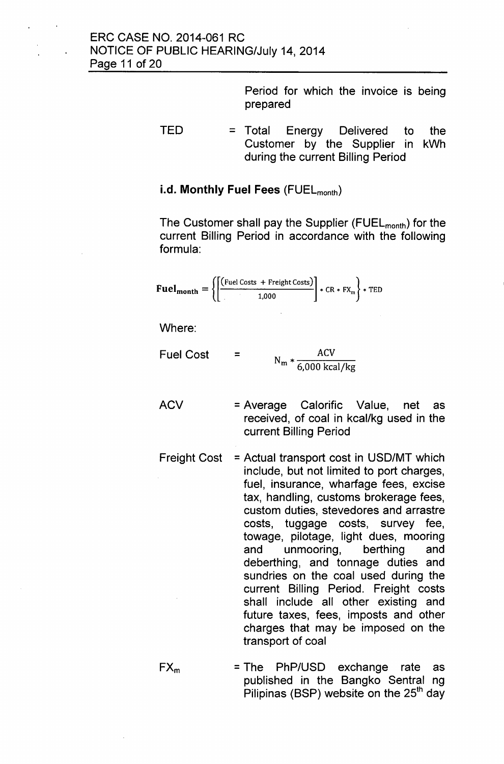Period for which the invoice is being prepared

TED = Total Energy Delivered to the Customer by the Supplier in kWh during the current Billing Period

**i.d. Monthly Fuel Fees** ($FUEL_{month}$)

The Customer shall pay the Supplier ($FUEL_{month}$) for the current Billing Period in accordance with the following formula:

$$\mathbf{Fuel_{month}} = \left\{ \left[ \frac{(\text{Fuel Costs } + \text{ Freight Costs})}{1{,}000} \right] * \text{CR} * \text{FX}_\text{m} \right\} * \text{TED}$$

Where:

Fuel Cost = $N_m * \dfrac{\text{ACV}}{6{,}000 \text{ kcal/kg}}$

ACV = Average Calorific Value, net as received, of coal in kcal/kg used in the current Billing Period

Freight Cost = Actual transport cost in USD/MT which include, but not limited to port charges, fuel, insurance, wharfage fees, excise tax, handling, customs brokerage fees, custom duties, stevedores and arrastre costs, tuggage costs, survey fee, towage, pilotage, light dues, mooring and unmooring, berthing and deberthing, and tonnage duties and sundries on the coal used during the current Billing Period. Freight costs shall include all other existing and future taxes, fees, imposts and other charges that may be imposed on the transport of coal

$FX_m$ = The PhP/USD exchange rate as published in the Bangko Sentral ng Pilipinas (BSP) website on the 25th day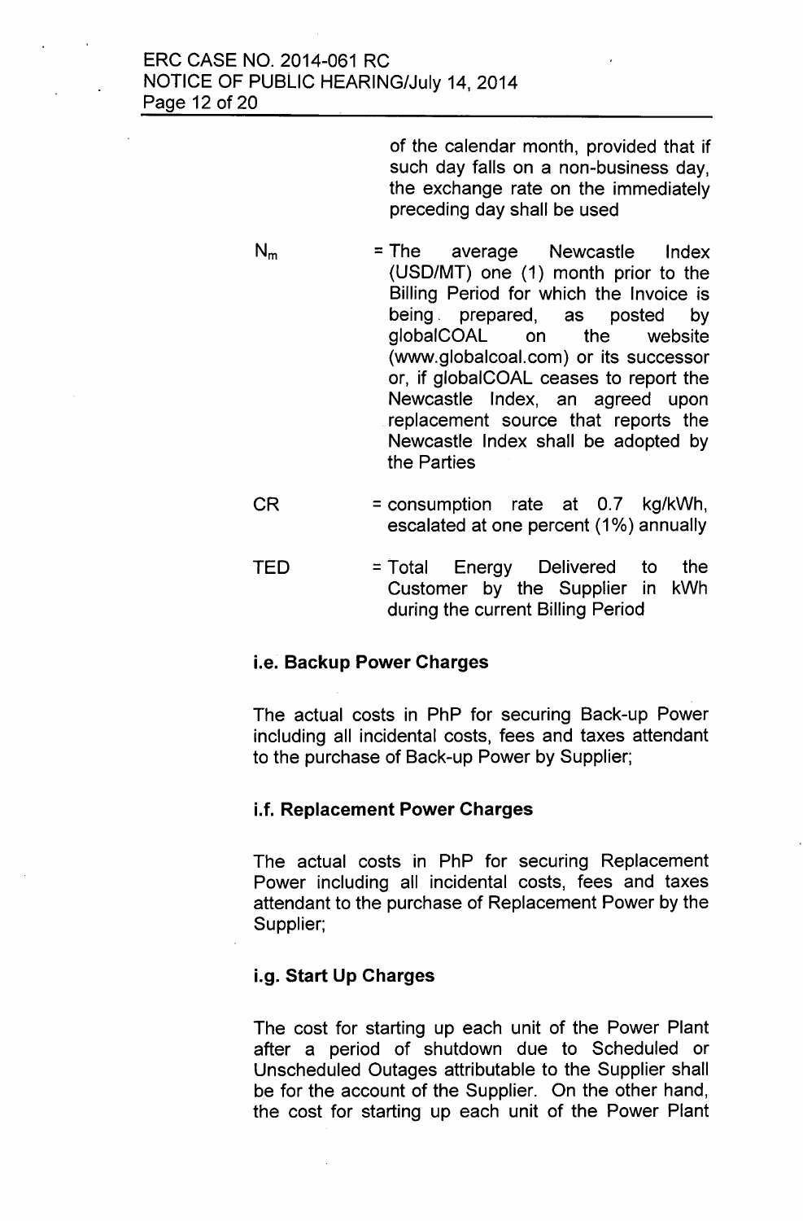of the calendar month, provided that if such day falls on a non-business day, the exchange rate on the immediately preceding day shall be used

$N_m$ = The average Newcastle Index (USD/MT) one (1) month prior to the Billing Period for which the Invoice is being prepared, as posted by globalCOAL on the website (www.globalcoal.com) or its successor or, if globalCOAL ceases to report the Newcastle Index, an agreed upon replacement source that reports the Newcastle Index shall be adopted by the Parties

CR = consumption rate at 0.7 kg/kWh, escalated at one percent (1%) annually

TED = Total Energy Delivered to the Customer by the Supplier in kWh during the current Billing Period

**i.e. Backup Power Charges**

The actual costs in PhP for securing Back-up Power including all incidental costs, fees and taxes attendant to the purchase of Back-up Power by Supplier;

**i.f. Replacement Power Charges**

The actual costs in PhP for securing Replacement Power including all incidental costs, fees and taxes attendant to the purchase of Replacement Power by the Supplier;

**i.g. Start Up Charges**

The cost for starting up each unit of the Power Plant after a period of shutdown due to Scheduled or Unscheduled Outages attributable to the Supplier shall be for the account of the Supplier. On the other hand, the cost for starting up each unit of the Power Plant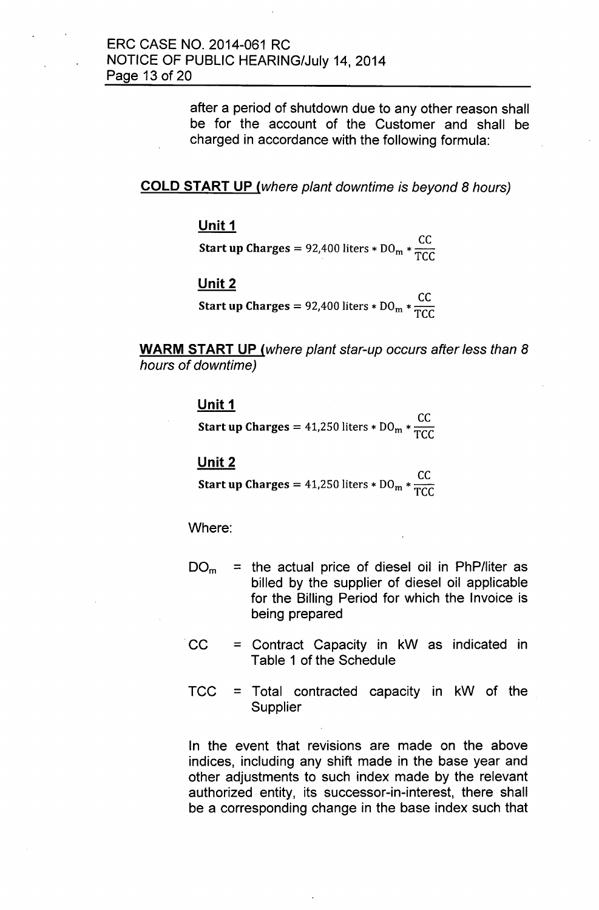after a period of shutdown due to any other reason shall be for the account of the Customer and shall be charged in accordance with the following formula:

**COLD START UP** *(where plant downtime is beyond 8 hours)*

**Unit 1**

$$\textbf{Start up Charges} = 92{,}400 \text{ liters} * DO_m * \frac{CC}{TCC}$$

**Unit 2**

$$\textbf{Start up Charges} = 92{,}400 \text{ liters} * DO_m * \frac{CC}{TCC}$$

**WARM START UP** *(where plant star-up occurs after less than 8 hours of downtime)*

**Unit 1**

$$\textbf{Start up Charges} = 41{,}250 \text{ liters} * DO_m * \frac{CC}{TCC}$$

**Unit 2**

$$\textbf{Start up Charges} = 41{,}250 \text{ liters} * DO_m * \frac{CC}{TCC}$$

Where:

$DO_m$ = the actual price of diesel oil in PhP/liter as billed by the supplier of diesel oil applicable for the Billing Period for which the Invoice is being prepared

CC = Contract Capacity in kW as indicated in Table 1 of the Schedule

TCC = Total contracted capacity in kW of the Supplier

In the event that revisions are made on the above indices, including any shift made in the base year and other adjustments to such index made by the relevant authorized entity, its successor-in-interest, there shall be a corresponding change in the base index such that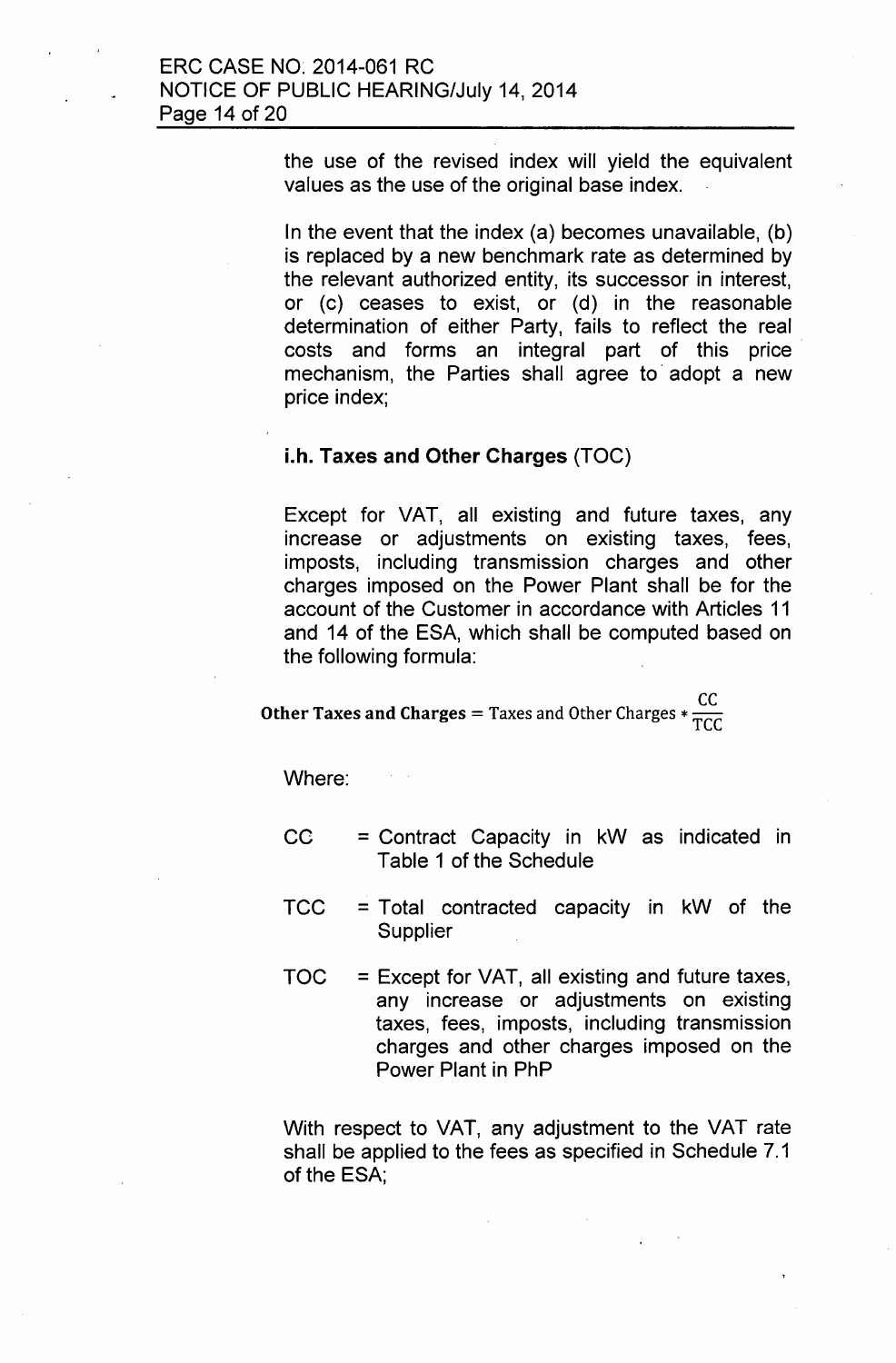the use of the revised index will yield the equivalent values as the use of the original base index.

In the event that the index (a) becomes unavailable, (b) is replaced by a new benchmark rate as determined by the relevant authorized entity, its successor in interest, or (c) ceases to exist, or (d) in the reasonable determination of either Party, fails to reflect the real costs and forms an integral part of this price mechanism, the Parties shall agree to adopt a new price index;

**i.h. Taxes and Other Charges** (TOC)

Except for VAT, all existing and future taxes, any increase or adjustments on existing taxes, fees, imposts, including transmission charges and other charges imposed on the Power Plant shall be for the account of the Customer in accordance with Articles 11 and 14 of the ESA, which shall be computed based on the following formula:

$$\textbf{Other Taxes and Charges} = \text{Taxes and Other Charges} * \frac{\text{CC}}{\text{TCC}}$$

Where:

- CC = Contract Capacity in kW as indicated in Table 1 of the Schedule
- TCC = Total contracted capacity in kW of the Supplier
- TOC = Except for VAT, all existing and future taxes, any increase or adjustments on existing taxes, fees, imposts, including transmission charges and other charges imposed on the Power Plant in PhP

With respect to VAT, any adjustment to the VAT rate shall be applied to the fees as specified in Schedule 7.1 of the ESA;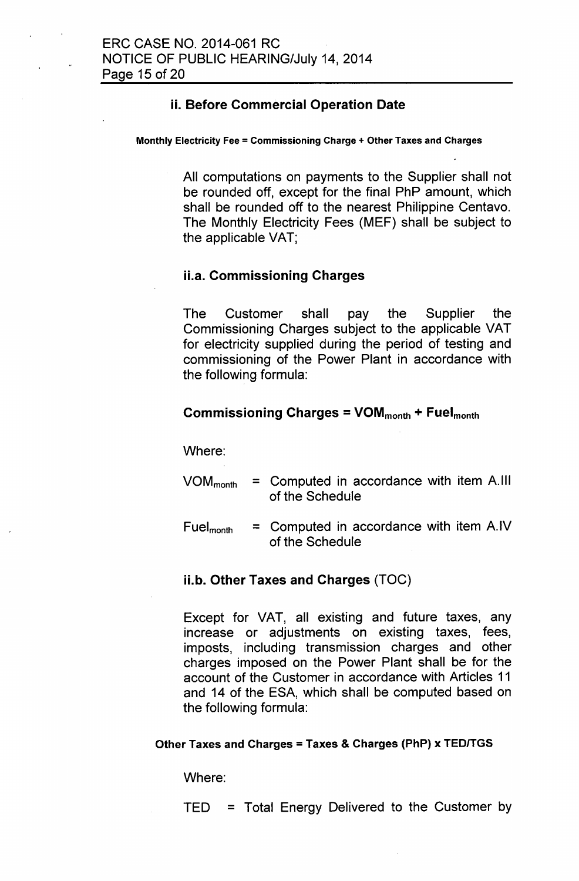### ii. Before Commercial Operation Date

**Monthly Electricity Fee = Commissioning Charge + Other Taxes and Charges**

All computations on payments to the Supplier shall not be rounded off, except for the final PhP amount, which shall be rounded off to the nearest Philippine Centavo. The Monthly Electricity Fees (MEF) shall be subject to the applicable VAT;

### ii.a. Commissioning Charges

The Customer shall pay the Supplier the Commissioning Charges subject to the applicable VAT for electricity supplied during the period of testing and commissioning of the Power Plant in accordance with the following formula:

$$\textbf{Commissioning Charges} = \textbf{VOM}_{\textbf{month}} + \textbf{Fuel}_{\textbf{month}}$$

Where:

$VOM_{month}$ = Computed in accordance with item A.III of the Schedule

$Fuel_{month}$ = Computed in accordance with item A.IV of the Schedule

### ii.b. Other Taxes and Charges (TOC)

Except for VAT, all existing and future taxes, any increase or adjustments on existing taxes, fees, imposts, including transmission charges and other charges imposed on the Power Plant shall be for the account of the Customer in accordance with Articles 11 and 14 of the ESA, which shall be computed based on the following formula:

**Other Taxes and Charges = Taxes & Charges (PhP) x TED/TGS**

Where:

TED = Total Energy Delivered to the Customer by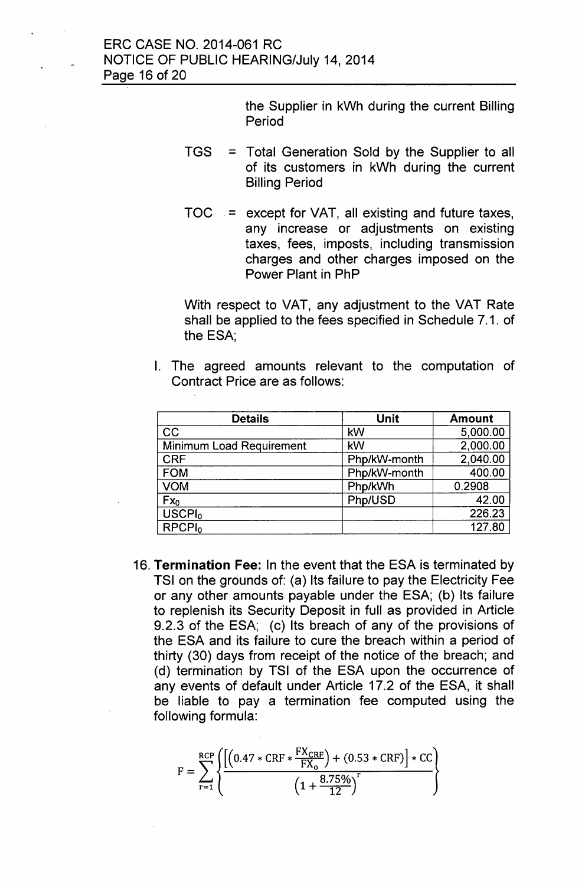the Supplier in kWh during the current Billing Period

TGS = Total Generation Sold by the Supplier to all of its customers in kWh during the current Billing Period

TOC = except for VAT, all existing and future taxes, any increase or adjustments on existing taxes, fees, imposts, including transmission charges and other charges imposed on the Power Plant in PhP

With respect to VAT, any adjustment to the VAT Rate shall be applied to the fees specified in Schedule 7.1. of the ESA;

l. The agreed amounts relevant to the computation of Contract Price are as follows:

| Details | Unit | Amount |
|---|---|---|
| CC | kW | 5,000.00 |
| Minimum Load Requirement | kW | 2,000.00 |
| CRF | Php/kW-month | 2,040.00 |
| FOM | Php/kW-month | 400.00 |
| VOM | Php/kWh | 0.2908 |
| $Fx_0$ | Php/USD | 42.00 |
| $USCPI_0$ | | 226.23 |
| $RPCPI_0$ | | 127.80 |

16. **Termination Fee:** In the event that the ESA is terminated by TSI on the grounds of: (a) Its failure to pay the Electricity Fee or any other amounts payable under the ESA; (b) Its failure to replenish its Security Deposit in full as provided in Article 9.2.3 of the ESA; (c) Its breach of any of the provisions of the ESA and its failure to cure the breach within a period of thirty (30) days from receipt of the notice of the breach; and (d) termination by TSI of the ESA upon the occurrence of any events of default under Article 17.2 of the ESA, it shall be liable to pay a termination fee computed using the following formula:

$$F = \sum_{r=1}^{RCP} \left\{ \frac{\left[\left(0.47 * CRF * \frac{FX_{CRF}}{FX_0}\right) + (0.53 * CRF)\right] * CC}{\left(1 + \frac{8.75\%}{12}\right)^r} \right\}$$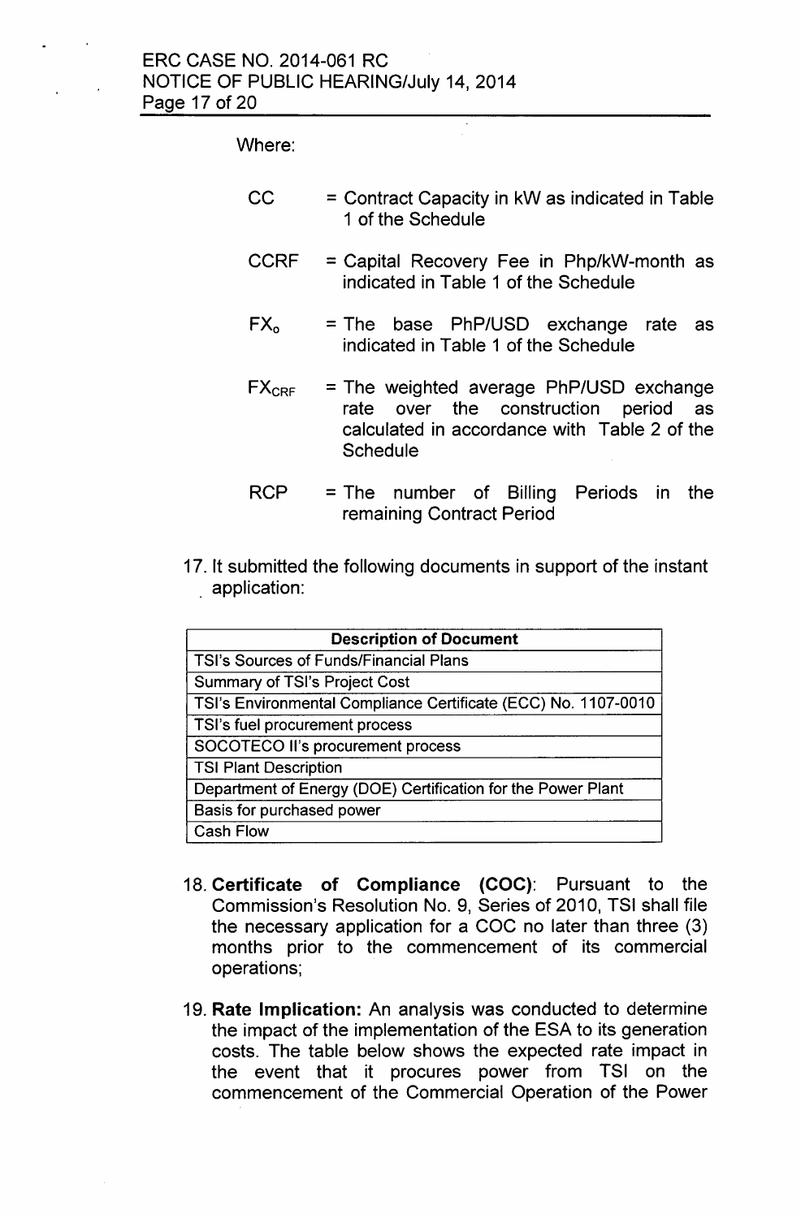Where:

| | |
|---|---|
| CC | = Contract Capacity in kW as indicated in Table 1 of the Schedule |
| CCRF | = Capital Recovery Fee in Php/kW-month as indicated in Table 1 of the Schedule |
| $FX_o$ | = The base PhP/USD exchange rate as indicated in Table 1 of the Schedule |
| $FX_{CRF}$ | = The weighted average PhP/USD exchange rate over the construction period as calculated in accordance with Table 2 of the Schedule |
| RCP | = The number of Billing Periods in the remaining Contract Period |

17. It submitted the following documents in support of the instant application:

| Description of Document |
|---|
| TSI's Sources of Funds/Financial Plans |
| Summary of TSI's Project Cost |
| TSI's Environmental Compliance Certificate (ECC) No. 1107-0010 |
| TSI's fuel procurement process |
| SOCOTECO II's procurement process |
| TSI Plant Description |
| Department of Energy (DOE) Certification for the Power Plant |
| Basis for purchased power |
| Cash Flow |

18. **Certificate of Compliance (COC)**: Pursuant to the Commission's Resolution No. 9, Series of 2010, TSI shall file the necessary application for a COC no later than three (3) months prior to the commencement of its commercial operations;

19. **Rate Implication:** An analysis was conducted to determine the impact of the implementation of the ESA to its generation costs. The table below shows the expected rate impact in the event that it procures power from TSI on the commencement of the Commercial Operation of the Power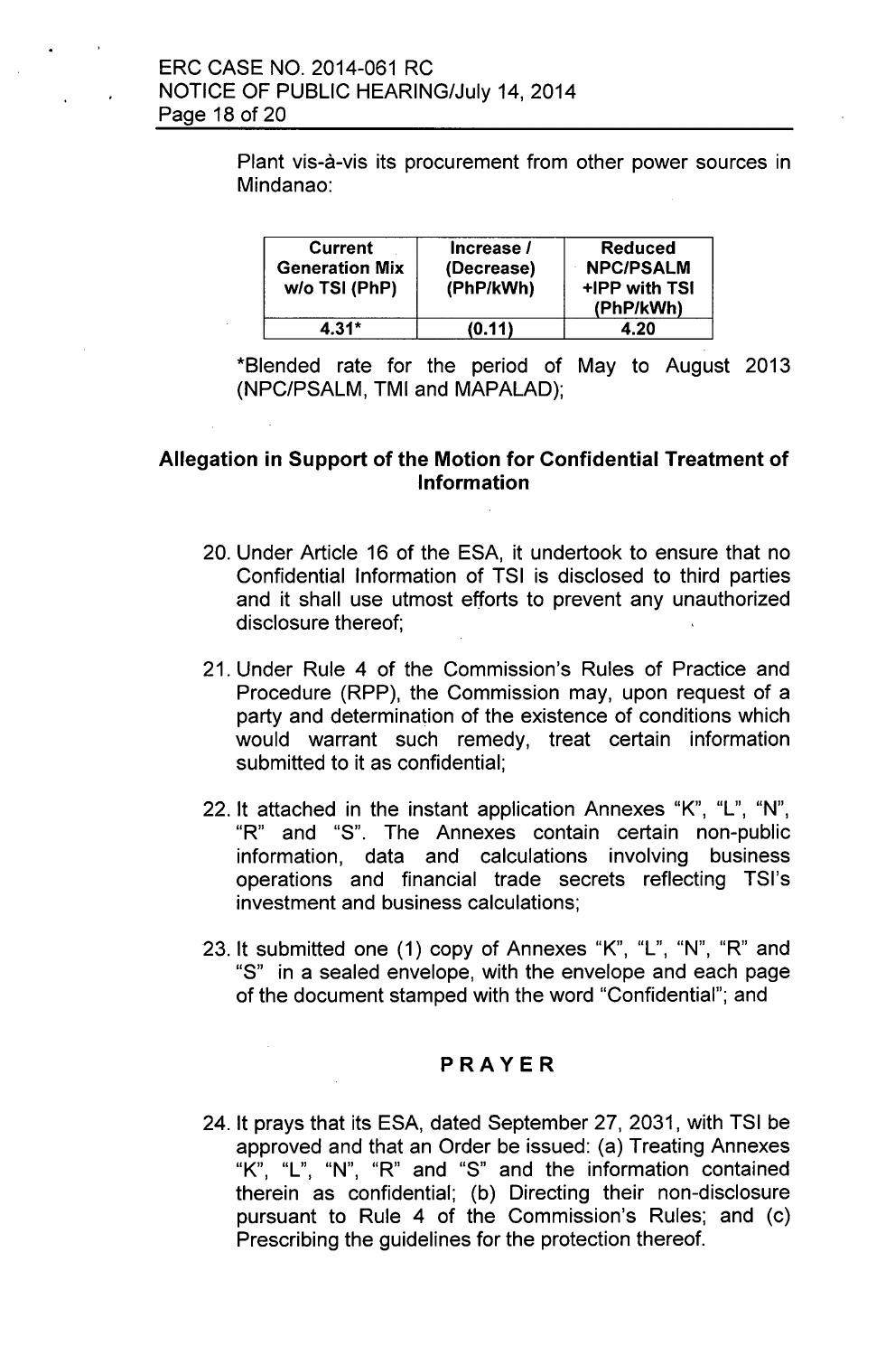Plant vis-à-vis its procurement from other power sources in Mindanao:

| Current Generation Mix w/o TSI (PhP) | Increase / (Decrease) (PhP/kWh) | Reduced NPC/PSALM +IPP with TSI (PhP/kWh) |
|---|---|---|
| 4.31* | (0.11) | 4.20 |

*Blended rate for the period of May to August 2013 (NPC/PSALM, TMI and MAPALAD);

## Allegation in Support of the Motion for Confidential Treatment of Information

20. Under Article 16 of the ESA, it undertook to ensure that no Confidential Information of TSI is disclosed to third parties and it shall use utmost efforts to prevent any unauthorized disclosure thereof;

21. Under Rule 4 of the Commission's Rules of Practice and Procedure (RPP), the Commission may, upon request of a party and determination of the existence of conditions which would warrant such remedy, treat certain information submitted to it as confidential;

22. It attached in the instant application Annexes "K", "L", "N", "R" and "S". The Annexes contain certain non-public information, data and calculations involving business operations and financial trade secrets reflecting TSI's investment and business calculations;

23. It submitted one (1) copy of Annexes "K", "L", "N", "R" and "S" in a sealed envelope, with the envelope and each page of the document stamped with the word "Confidential"; and

## PRAYER

24. It prays that its ESA, dated September 27, 2031, with TSI be approved and that an Order be issued: (a) Treating Annexes "K", "L", "N", "R" and "S" and the information contained therein as confidential; (b) Directing their non-disclosure pursuant to Rule 4 of the Commission's Rules; and (c) Prescribing the guidelines for the protection thereof.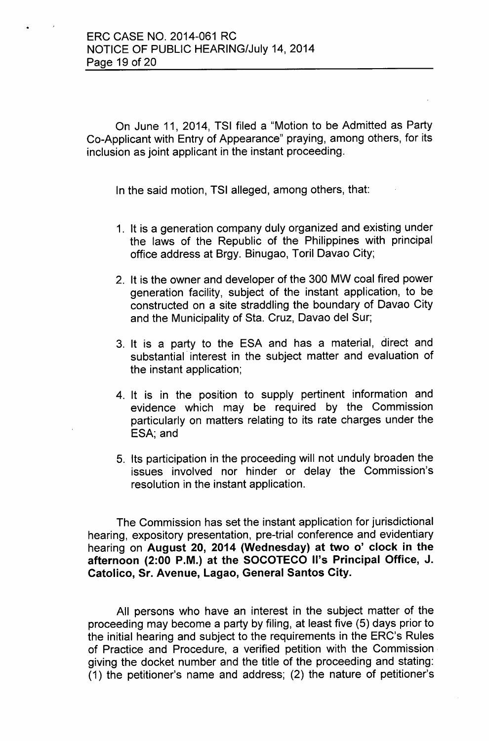On June 11, 2014, TSI filed a "Motion to be Admitted as Party Co-Applicant with Entry of Appearance" praying, among others, for its inclusion as joint applicant in the instant proceeding.

In the said motion, TSI alleged, among others, that:

1. It is a generation company duly organized and existing under the laws of the Republic of the Philippines with principal office address at Brgy. Binugao, Toril Davao City;

2. It is the owner and developer of the 300 MW coal fired power generation facility, subject of the instant application, to be constructed on a site straddling the boundary of Davao City and the Municipality of Sta. Cruz, Davao del Sur;

3. It is a party to the ESA and has a material, direct and substantial interest in the subject matter and evaluation of the instant application;

4. It is in the position to supply pertinent information and evidence which may be required by the Commission particularly on matters relating to its rate charges under the ESA; and

5. Its participation in the proceeding will not unduly broaden the issues involved nor hinder or delay the Commission's resolution in the instant application.

The Commission has set the instant application for jurisdictional hearing, expository presentation, pre-trial conference and evidentiary hearing on **August 20, 2014 (Wednesday) at two o' clock in the afternoon (2:00 P.M.) at the SOCOTECO II's Principal Office, J. Catolico, Sr. Avenue, Lagao, General Santos City.**

All persons who have an interest in the subject matter of the proceeding may become a party by filing, at least five (5) days prior to the initial hearing and subject to the requirements in the ERC's Rules of Practice and Procedure, a verified petition with the Commission giving the docket number and the title of the proceeding and stating: (1) the petitioner's name and address; (2) the nature of petitioner's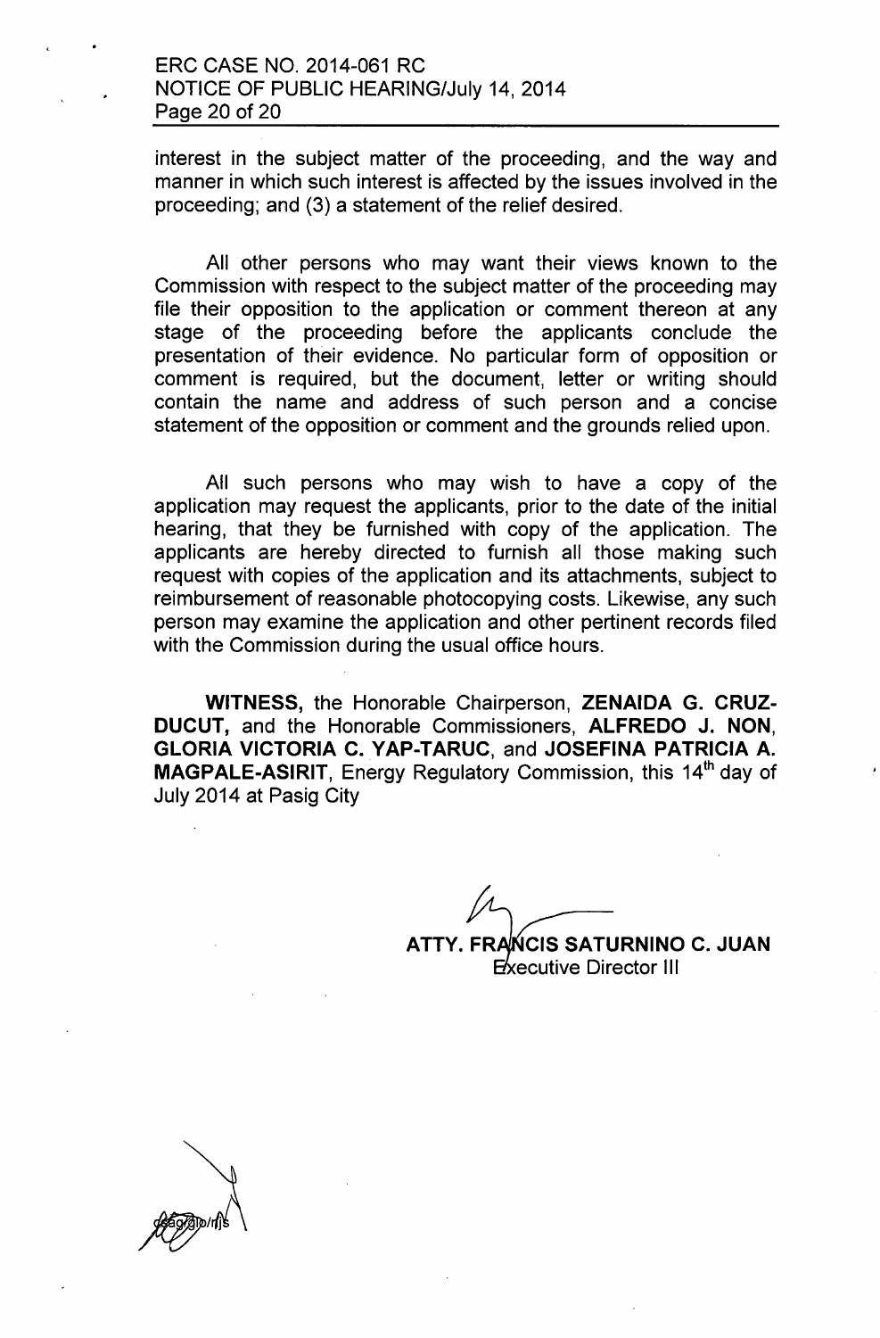interest in the subject matter of the proceeding, and the way and manner in which such interest is affected by the issues involved in the proceeding; and (3) a statement of the relief desired.

All other persons who may want their views known to the Commission with respect to the subject matter of the proceeding may file their opposition to the application or comment thereon at any stage of the proceeding before the applicants conclude the presentation of their evidence. No particular form of opposition or comment is required, but the document, letter or writing should contain the name and address of such person and a concise statement of the opposition or comment and the grounds relied upon.

All such persons who may wish to have a copy of the application may request the applicants, prior to the date of the initial hearing, that they be furnished with copy of the application. The applicants are hereby directed to furnish all those making such request with copies of the application and its attachments, subject to reimbursement of reasonable photocopying costs. Likewise, any such person may examine the application and other pertinent records filed with the Commission during the usual office hours.

**WITNESS,** the Honorable Chairperson, **ZENAIDA G. CRUZ-DUCUT,** and the Honorable Commissioners, **ALFREDO J. NON, GLORIA VICTORIA C. YAP-TARUC,** and **JOSEFINA PATRICIA A. MAGPALE-ASIRIT**, Energy Regulatory Commission, this 14th day of July 2014 at Pasig City

**ATTY. FRANCIS SATURNINO C. JUAN**
Executive Director III

cseg/glp/rfs